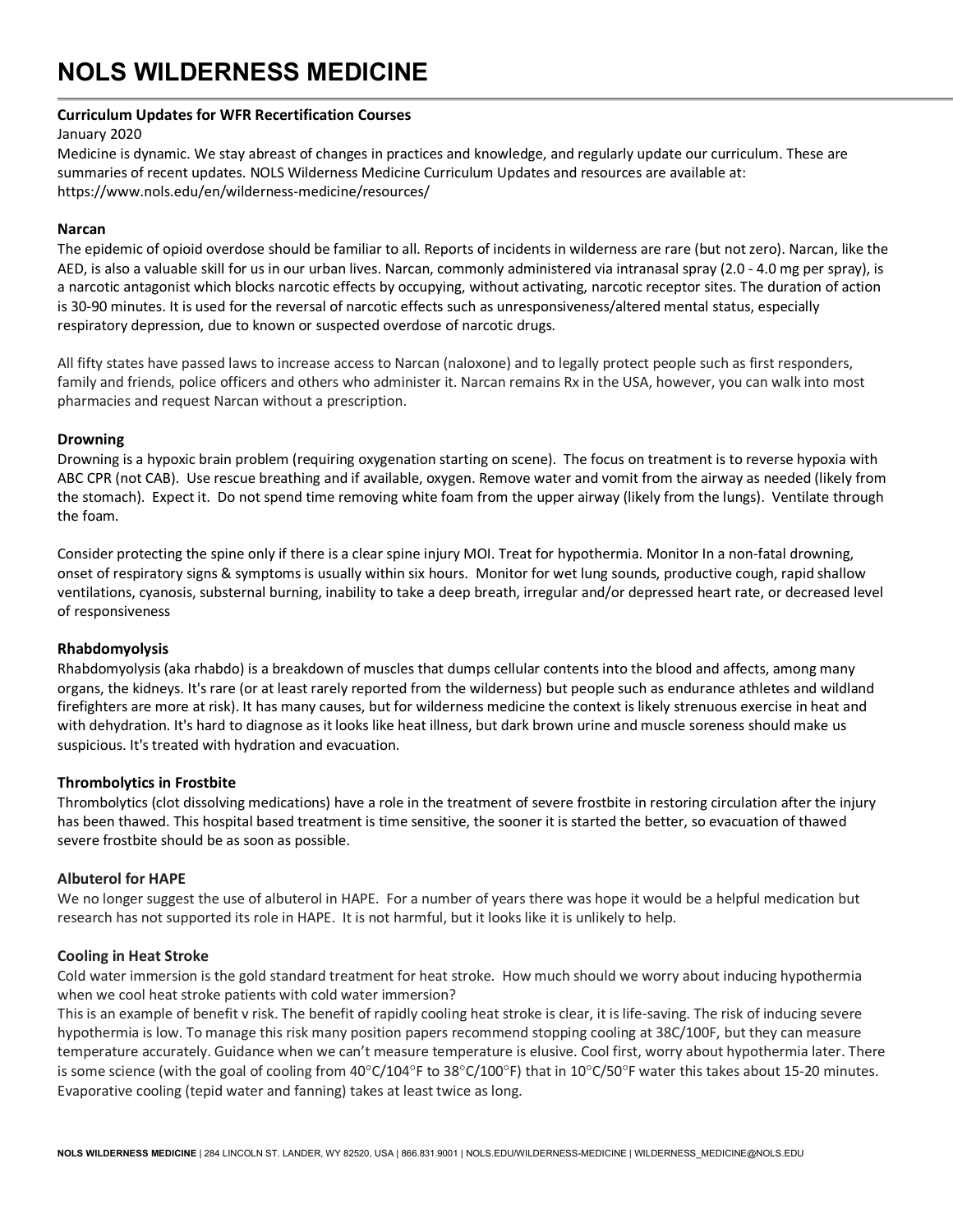# NOLS WILDERNESS MEDICINE

**Curriculum Updates for WFR Recertification Courses**

January 2020

Medicine is dynamic. We stay abreast of changes in practices and knowledge, and regularly update our curriculum. These are summaries of recent updates. NOLS Wilderness Medicine Curriculum Updates and resources are available at: https://www.nols.edu/en/wilderness-medicine/resources/

**Narcan**

The epidemic of opioid overdose should be familiar to all. Reports of incidents in wilderness are rare (but not zero). Narcan, like the AED, is also a valuable skill for us in our urban lives. Narcan, commonly administered via intranasal spray (2.0 - 4.0 mg per spray), is a narcotic antagonist which blocks narcotic effects by occupying, without activating, narcotic receptor sites. The duration of action is 30-90 minutes. It is used for the reversal of narcotic effects such as unresponsiveness/altered mental status, especially respiratory depression, due to known or suspected overdose of narcotic drugs.

All fifty states have passed laws to increase access to Narcan (naloxone) and to legally protect people such as first responders, family and friends, police officers and others who administer it. Narcan remains Rx in the USA, however, you can walk into most pharmacies and request Narcan without a prescription.

**Drowning**

Drowning is a hypoxic brain problem (requiring oxygenation starting on scene). The focus on treatment is to reverse hypoxia with ABC CPR (not CAB). Use rescue breathing and if available, oxygen. Remove water and vomit from the airway as needed (likely from the stomach). Expect it. Do not spend time removing white foam from the upper airway (likely from the lungs). Ventilate through the foam.

Consider protecting the spine only if there is a clear spine injury MOI. Treat for hypothermia. Monitor In a non-fatal drowning, onset of respiratory signs & symptoms is usually within six hours. Monitor for wet lung sounds, productive cough, rapid shallow ventilations, cyanosis, substernal burning, inability to take a deep breath, irregular and/or depressed heart rate, or decreased level of responsiveness

**Rhabdomyolysis**

Rhabdomyolysis (aka rhabdo) is a breakdown of muscles that dumps cellular contents into the blood and affects, among many organs, the kidneys. It's rare (or at least rarely reported from the wilderness) but people such as endurance athletes and wildland firefighters are more at risk). It has many causes, but for wilderness medicine the context is likely strenuous exercise in heat and with dehydration. It's hard to diagnose as it looks like heat illness, but dark brown urine and muscle soreness should make us suspicious. It's treated with hydration and evacuation.

**Thrombolytics in Frostbite**

Thrombolytics (clot dissolving medications) have a role in the treatment of severe frostbite in restoring circulation after the injury has been thawed. This hospital based treatment is time sensitive, the sooner it is started the better, so evacuation of thawed severe frostbite should be as soon as possible.

**Albuterol for HAPE**

We no longer suggest the use of albuterol in HAPE. For a number of years there was hope it would be a helpful medication but research has not supported its role in HAPE. It is not harmful, but it looks like it is unlikely to help.

**Cooling in Heat Stroke**

Cold water immersion is the gold standard treatment for heat stroke. How much should we worry about inducing hypothermia when we cool heat stroke patients with cold water immersion?

This is an example of benefit v risk. The benefit of rapidly cooling heat stroke is clear, it is life-saving. The risk of inducing severe hypothermia is low. To manage this risk many position papers recommend stopping cooling at 38C/100F, but they can measure temperature accurately. Guidance when we can't measure temperature is elusive. Cool first, worry about hypothermia later. There is some science (with the goal of cooling from 40°C/104°F to 38°C/100°F) that in 10°C/50°F water this takes about 15-20 minutes. Evaporative cooling (tepid water and fanning) takes at least twice as long.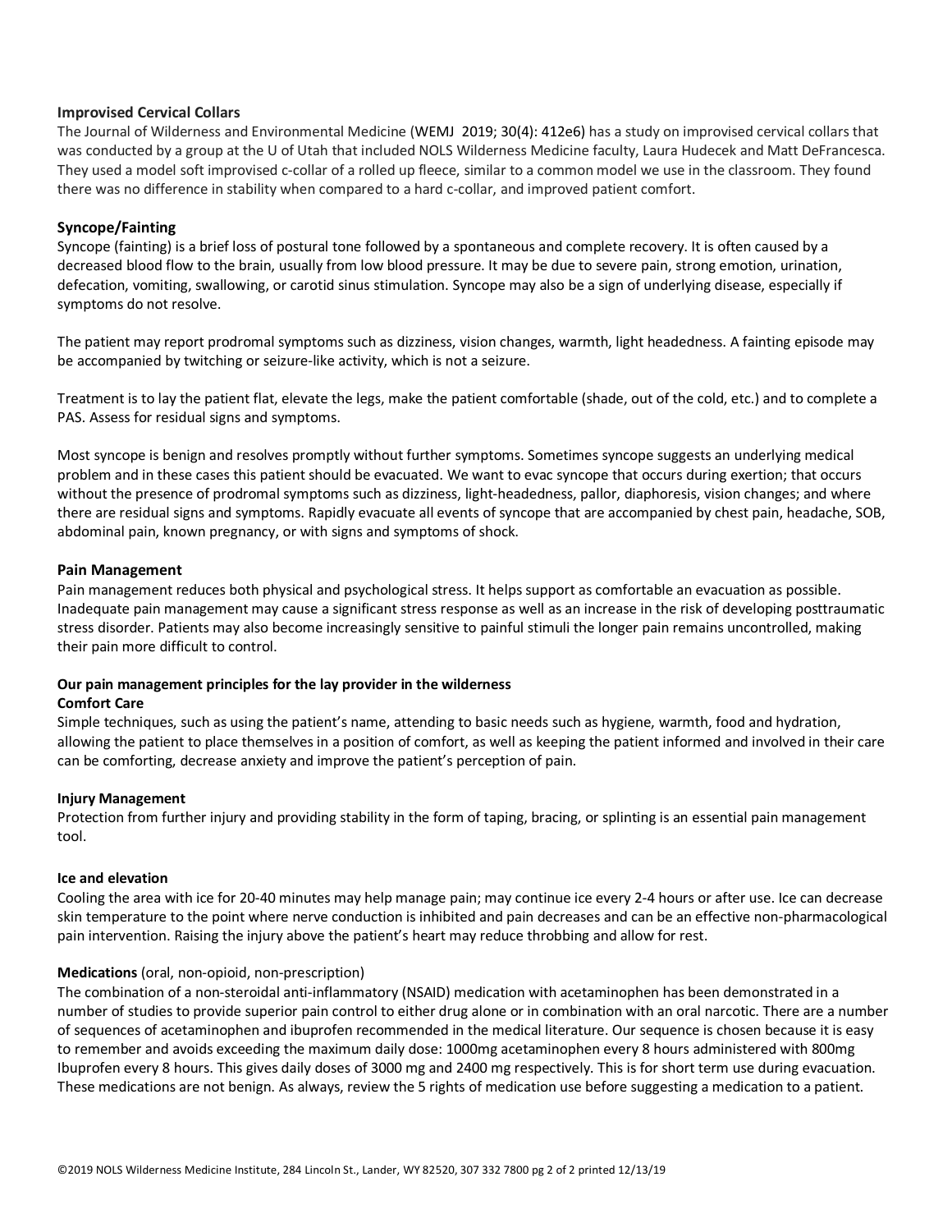## Improvised Cervical Collars

The Journal of Wilderness and Environmental Medicine (WEMJ 2019; 30(4): 412e6) has a study on improvised cervical collars that was conducted by a group at the U of Utah that included NOLS Wilderness Medicine faculty, Laura Hudecek and Matt DeFrancesca. They used a model soft improvised c-collar of a rolled up fleece, similar to a common model we use in the classroom. They found there was no difference in stability when compared to a hard c-collar, and improved patient comfort.

## Syncope/Fainting

Syncope (fainting) is a brief loss of postural tone followed by a spontaneous and complete recovery. It is often caused by a decreased blood flow to the brain, usually from low blood pressure. It may be due to severe pain, strong emotion, urination, defecation, vomiting, swallowing, or carotid sinus stimulation. Syncope may also be a sign of underlying disease, especially if symptoms do not resolve.

The patient may report prodromal symptoms such as dizziness, vision changes, warmth, light headedness. A fainting episode may be accompanied by twitching or seizure-like activity, which is not a seizure.

Treatment is to lay the patient flat, elevate the legs, make the patient comfortable (shade, out of the cold, etc.) and to complete a PAS. Assess for residual signs and symptoms.

Most syncope is benign and resolves promptly without further symptoms. Sometimes syncope suggests an underlying medical problem and in these cases this patient should be evacuated. We want to evac syncope that occurs during exertion; that occurs without the presence of prodromal symptoms such as dizziness, light-headedness, pallor, diaphoresis, vision changes; and where there are residual signs and symptoms. Rapidly evacuate all events of syncope that are accompanied by chest pain, headache, SOB, abdominal pain, known pregnancy, or with signs and symptoms of shock.

## Pain Management

Pain management reduces both physical and psychological stress. It helps support as comfortable an evacuation as possible. Inadequate pain management may cause a significant stress response as well as an increase in the risk of developing posttraumatic stress disorder. Patients may also become increasingly sensitive to painful stimuli the longer pain remains uncontrolled, making their pain more difficult to control.

### Our pain management principles for the lay provider in the wilderness

**Comfort Care**

Simple techniques, such as using the patient's name, attending to basic needs such as hygiene, warmth, food and hydration, allowing the patient to place themselves in a position of comfort, as well as keeping the patient informed and involved in their care can be comforting, decrease anxiety and improve the patient's perception of pain.

**Injury Management**

Protection from further injury and providing stability in the form of taping, bracing, or splinting is an essential pain management tool.

**Ice and elevation**

Cooling the area with ice for 20-40 minutes may help manage pain; may continue ice every 2-4 hours or after use. Ice can decrease skin temperature to the point where nerve conduction is inhibited and pain decreases and can be an effective non-pharmacological pain intervention. Raising the injury above the patient's heart may reduce throbbing and allow for rest.

**Medications** (oral, non-opioid, non-prescription)

The combination of a non-steroidal anti-inflammatory (NSAID) medication with acetaminophen has been demonstrated in a number of studies to provide superior pain control to either drug alone or in combination with an oral narcotic. There are a number of sequences of acetaminophen and ibuprofen recommended in the medical literature. Our sequence is chosen because it is easy to remember and avoids exceeding the maximum daily dose: 1000mg acetaminophen every 8 hours administered with 800mg Ibuprofen every 8 hours. This gives daily doses of 3000 mg and 2400 mg respectively. This is for short term use during evacuation. These medications are not benign. As always, review the 5 rights of medication use before suggesting a medication to a patient.